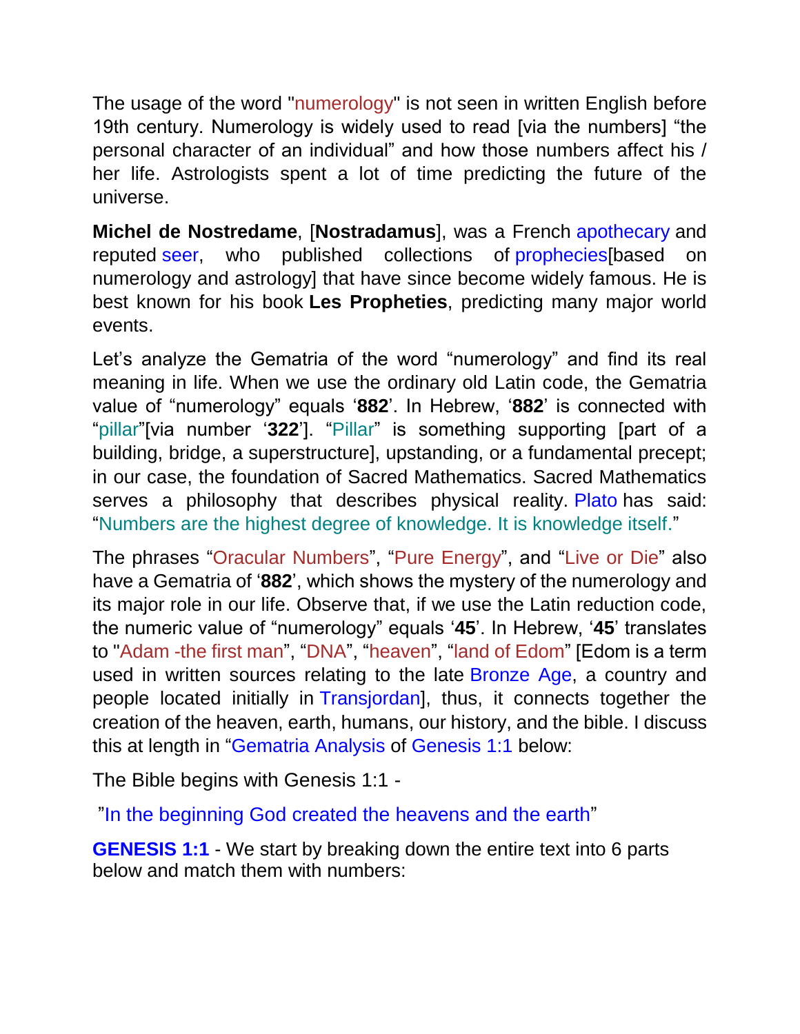The usage of the word "numerology" is not seen in written English before 19th century. Numerology is widely used to read [via the numbers] “the personal character of an individual” and how those numbers affect his / her life. Astrologists spent a lot of time predicting the future of the universe.

**Michel de Nostredame**, [**Nostradamus**], was a French apothecary and reputed seer, who published collections of prophecies[based on numerology and astrology] that have since become widely famous. He is best known for his book **Les Propheties**, predicting many major world events.

Let’s analyze the Gematria of the word “numerology” and find its real meaning in life. When we use the ordinary old Latin code, the Gematria value of “numerology” equals ‘**882**’. In Hebrew, ‘**882**’ is connected with “pillar”[via number ‘**322**’]. “Pillar” is something supporting [part of a building, bridge, a superstructure], upstanding, or a fundamental precept; in our case, the foundation of Sacred Mathematics. Sacred Mathematics serves a philosophy that describes physical reality. Plato has said: “Numbers are the highest degree of knowledge. It is knowledge itself.”

The phrases “Oracular Numbers”, “Pure Energy”, and “Live or Die” also have a Gematria of ‘**882**’, which shows the mystery of the numerology and its major role in our life. Observe that, if we use the Latin reduction code, the numeric value of “numerology” equals ‘**45**’. In Hebrew, ‘**45**’ translates to "Adam -the first man”, “DNA”, “heaven”, “land of Edom” [Edom is a term used in written sources relating to the late Bronze Age, a country and people located initially in Transjordan], thus, it connects together the creation of the heaven, earth, humans, our history, and the bible. I discuss this at length in “Gematria Analysis of Genesis 1:1 below:

The Bible begins with Genesis 1:1 -

”In the beginning God created the heavens and the earth”

**GENESIS 1:1** - We start by breaking down the entire text into 6 parts below and match them with numbers: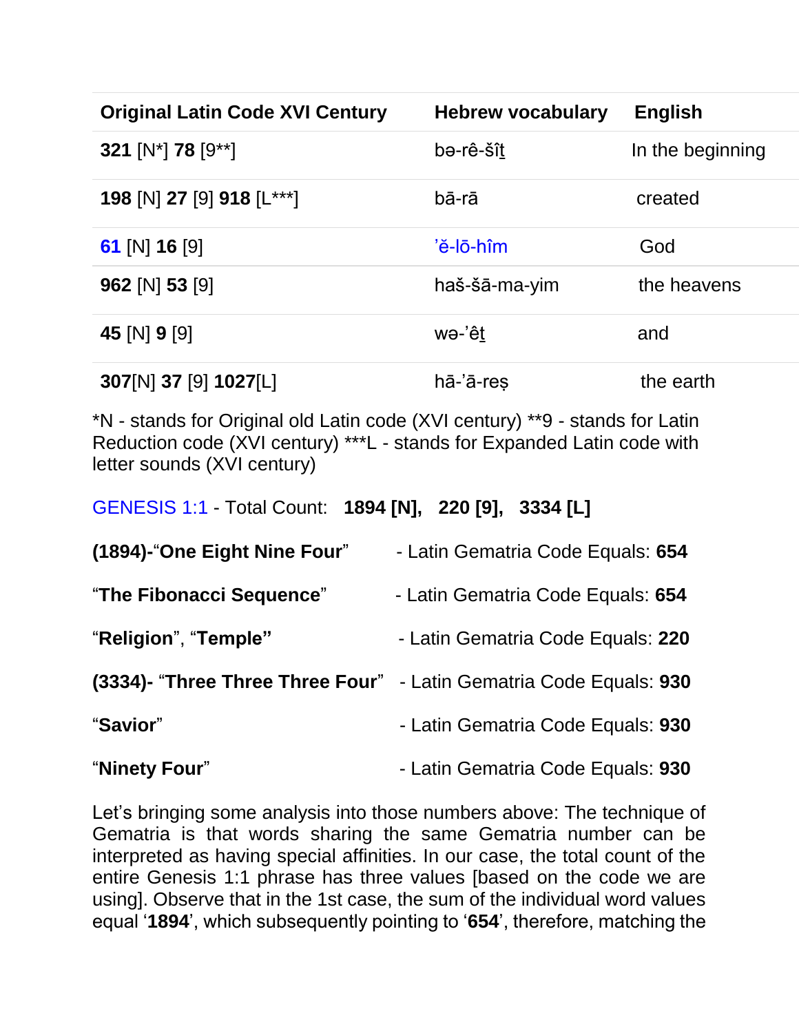| Original Latin Code XVI Century | Hebrew vocabulary | English |
|---|---|---|
| **321** [N*] **78** [9**] | bə-rê-šîṯ | In the beginning |
| **198** [N] **27** [9] **918** [L***] | bā-rā | created |
| **61** [N] **16** [9] | ’ĕ-lō-hîm | God |
| **962** [N] **53** [9] | haš-šā-ma-yim | the heavens |
| **45** [N] **9** [9] | wə-’êṯ | and |
| **307**[N] **37** [9] **1027**[L] | hā-’ā-reṣ | the earth |

*N - stands for Original old Latin code (XVI century) **9 - stands for Latin Reduction code (XVI century) ***L - stands for Expanded Latin code with letter sounds (XVI century)

GENESIS 1:1 - Total Count: **1894 [N], 220 [9], 3334 [L]**

**(1894)-**“**One Eight Nine Four**” - Latin Gematria Code Equals: **654**

“**The Fibonacci Sequence**” - Latin Gematria Code Equals: **654**

“**Religion**”, “**Temple”** - Latin Gematria Code Equals: **220**

**(3334)-** “**Three Three Three Four**” - Latin Gematria Code Equals: **930**

“**Savior**” - Latin Gematria Code Equals: **930**

“**Ninety Four**” - Latin Gematria Code Equals: **930**

Let’s bringing some analysis into those numbers above: The technique of Gematria is that words sharing the same Gematria number can be interpreted as having special affinities. In our case, the total count of the entire Genesis 1:1 phrase has three values [based on the code we are using]. Observe that in the 1st case, the sum of the individual word values equal ‘**1894**’, which subsequently pointing to ‘**654**’, therefore, matching the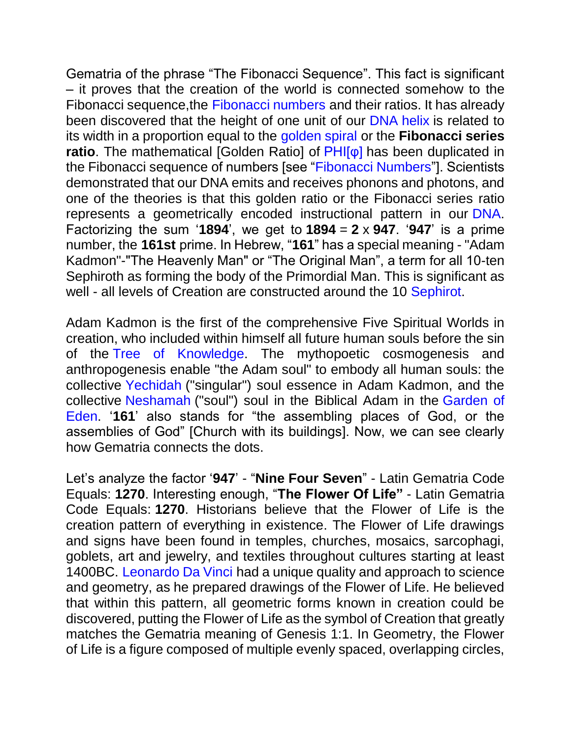Gematria of the phrase “The Fibonacci Sequence”. This fact is significant – it proves that the creation of the world is connected somehow to the Fibonacci sequence,the Fibonacci numbers and their ratios. It has already been discovered that the height of one unit of our DNA helix is related to its width in a proportion equal to the golden spiral or the **Fibonacci series ratio**. The mathematical [Golden Ratio] of PHI[φ] has been duplicated in the Fibonacci sequence of numbers [see “Fibonacci Numbers”]. Scientists demonstrated that our DNA emits and receives phonons and photons, and one of the theories is that this golden ratio or the Fibonacci series ratio represents a geometrically encoded instructional pattern in our DNA. Factorizing the sum ‘**1894**’, we get to **1894** = **2** x **947**. ‘**947**’ is a prime number, the **161st** prime. In Hebrew, “**161**” has a special meaning - "Adam Kadmon"-"The Heavenly Man" or “The Original Man”, a term for all 10-ten Sephiroth as forming the body of the Primordial Man. This is significant as well - all levels of Creation are constructed around the 10 Sephirot.

Adam Kadmon is the first of the comprehensive Five Spiritual Worlds in creation, who included within himself all future human souls before the sin of the Tree of Knowledge. The mythopoetic cosmogenesis and anthropogenesis enable "the Adam soul" to embody all human souls: the collective Yechidah ("singular") soul essence in Adam Kadmon, and the collective Neshamah ("soul") soul in the Biblical Adam in the Garden of Eden. ‘**161**’ also stands for “the assembling places of God, or the assemblies of God” [Church with its buildings]. Now, we can see clearly how Gematria connects the dots.

Let’s analyze the factor ‘**947**’ - “**Nine Four Seven**” - Latin Gematria Code Equals: **1270**. Interesting enough, “**The Flower Of Life”** - Latin Gematria Code Equals: **1270**. Historians believe that the Flower of Life is the creation pattern of everything in existence. The Flower of Life drawings and signs have been found in temples, churches, mosaics, sarcophagi, goblets, art and jewelry, and textiles throughout cultures starting at least 1400BC. Leonardo Da Vinci had a unique quality and approach to science and geometry, as he prepared drawings of the Flower of Life. He believed that within this pattern, all geometric forms known in creation could be discovered, putting the Flower of Life as the symbol of Creation that greatly matches the Gematria meaning of Genesis 1:1. In Geometry, the Flower of Life is a figure composed of multiple evenly spaced, overlapping circles,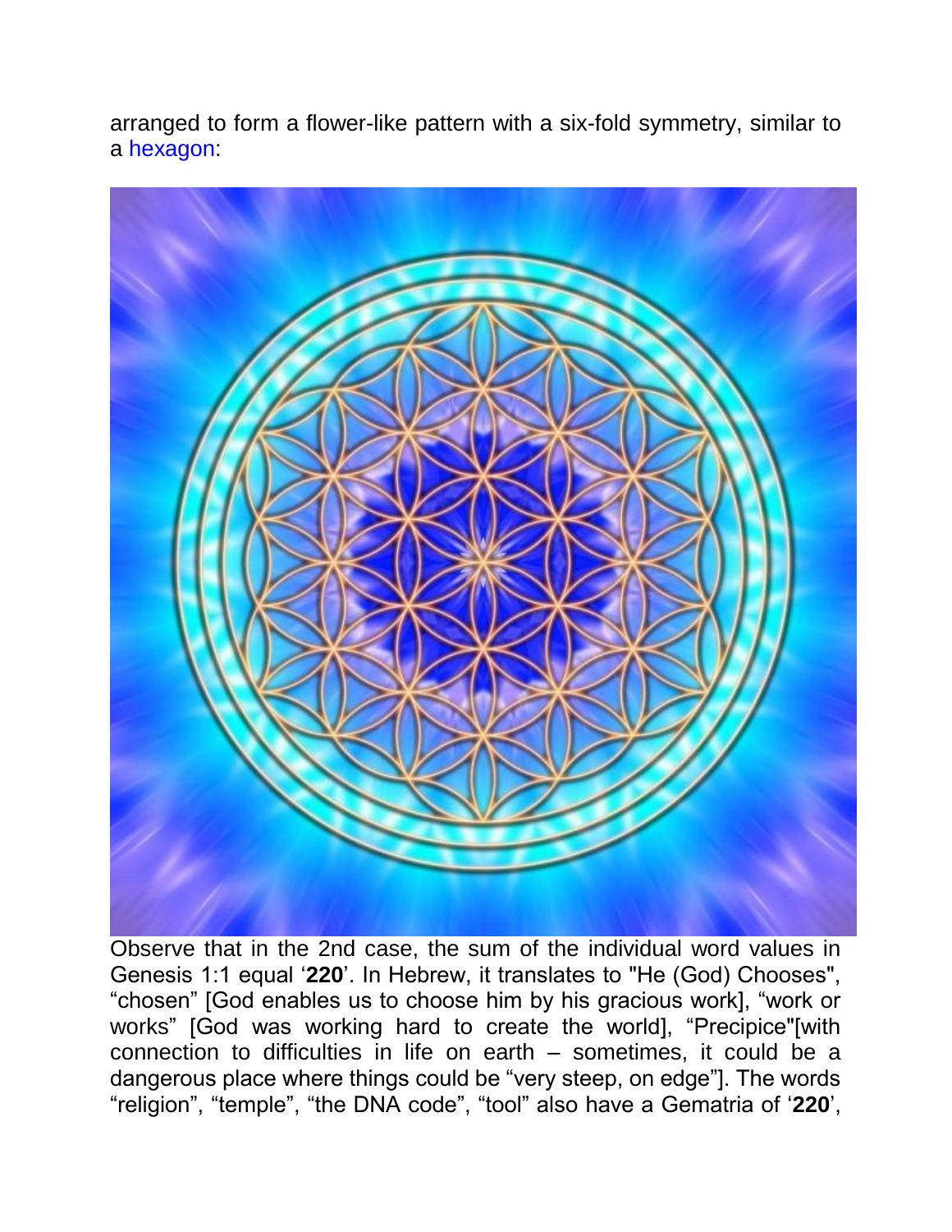arranged to form a flower-like pattern with a six-fold symmetry, similar to a hexagon:

Observe that in the 2nd case, the sum of the individual word values in Genesis 1:1 equal ‘**220**’. In Hebrew, it translates to "He (God) Chooses", “chosen” [God enables us to choose him by his gracious work], “work or works” [God was working hard to create the world], “Precipice"[with connection to difficulties in life on earth – sometimes, it could be a dangerous place where things could be “very steep, on edge”]. The words “religion”, “temple”, “the DNA code”, “tool” also have a Gematria of ‘**220**’,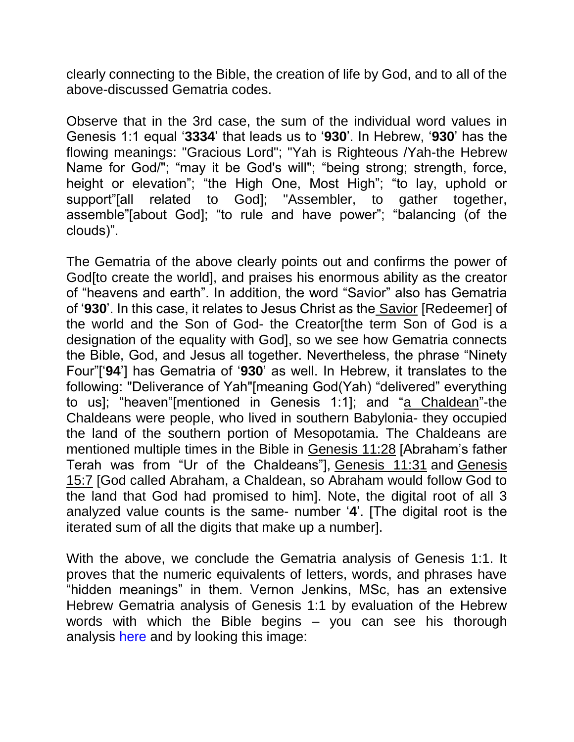clearly connecting to the Bible, the creation of life by God, and to all of the above-discussed Gematria codes.

Observe that in the 3rd case, the sum of the individual word values in Genesis 1:1 equal '**3334**' that leads us to '**930**'. In Hebrew, '**930**' has the flowing meanings: "Gracious Lord"; "Yah is Righteous /Yah-the Hebrew Name for God/"; "may it be God's will"; "being strong; strength, force, height or elevation"; "the High One, Most High"; "to lay, uphold or support"[all related to God]; "Assembler, to gather together, assemble"[about God]; "to rule and have power"; "balancing (of the clouds)".

The Gematria of the above clearly points out and confirms the power of God[to create the world], and praises his enormous ability as the creator of "heavens and earth". In addition, the word "Savior" also has Gematria of '**930**'. In this case, it relates to Jesus Christ as the Savior [Redeemer] of the world and the Son of God- the Creator[the term Son of God is a designation of the equality with God], so we see how Gematria connects the Bible, God, and Jesus all together. Nevertheless, the phrase "Ninety Four"['**94**'] has Gematria of '**930**' as well. In Hebrew, it translates to the following: "Deliverance of Yah"[meaning God(Yah) "delivered" everything to us]; "heaven"[mentioned in Genesis 1:1]; and "a Chaldean"-the Chaldeans were people, who lived in southern Babylonia- they occupied the land of the southern portion of Mesopotamia. The Chaldeans are mentioned multiple times in the Bible in Genesis 11:28 [Abraham's father Terah was from "Ur of the Chaldeans"], Genesis 11:31 and Genesis 15:7 [God called Abraham, a Chaldean, so Abraham would follow God to the land that God had promised to him]. Note, the digital root of all 3 analyzed value counts is the same- number '**4**'. [The digital root is the iterated sum of all the digits that make up a number].

With the above, we conclude the Gematria analysis of Genesis 1:1. It proves that the numeric equivalents of letters, words, and phrases have "hidden meanings" in them. Vernon Jenkins, MSc, has an extensive Hebrew Gematria analysis of Genesis 1:1 by evaluation of the Hebrew words with which the Bible begins – you can see his thorough analysis here and by looking this image: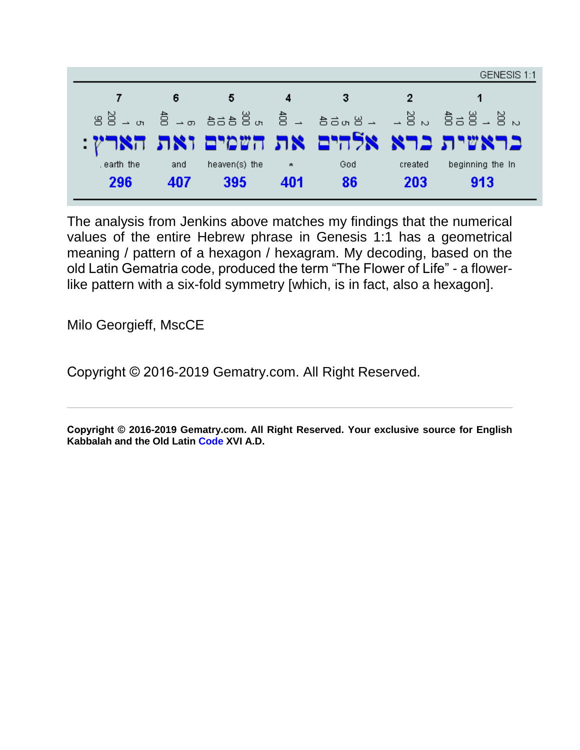GENESIS 1:1

| 7 | 6 | 5 | 4 | 3 | 2 | 1 |
|---|---|---|---|---|---|---|
| 90 200 1 5 | 400 1 6 | 40 10 40 300 5 | 400 1 | 40 10 5 30 1 | 1 200 2 | 400 10 300 1 200 2 |
| :הארץ | ואת | השמים | את | אלהים | ברא | בראשית |
| . earth the | and | heaven(s) the | * | God | created | beginning the In |
| **296** | **407** | **395** | **401** | **86** | **203** | **913** |

The analysis from Jenkins above matches my findings that the numerical values of the entire Hebrew phrase in Genesis 1:1 has a geometrical meaning / pattern of a hexagon / hexagram. My decoding, based on the old Latin Gematria code, produced the term "The Flower of Life" - a flower-like pattern with a six-fold symmetry [which, is in fact, also a hexagon].

Milo Georgieff, MscCE

Copyright © 2016-2019 Gematry.com. All Right Reserved.

---

**Copyright © 2016-2019 Gematry.com. All Right Reserved. Your exclusive source for English Kabbalah and the Old Latin Code XVI A.D.**